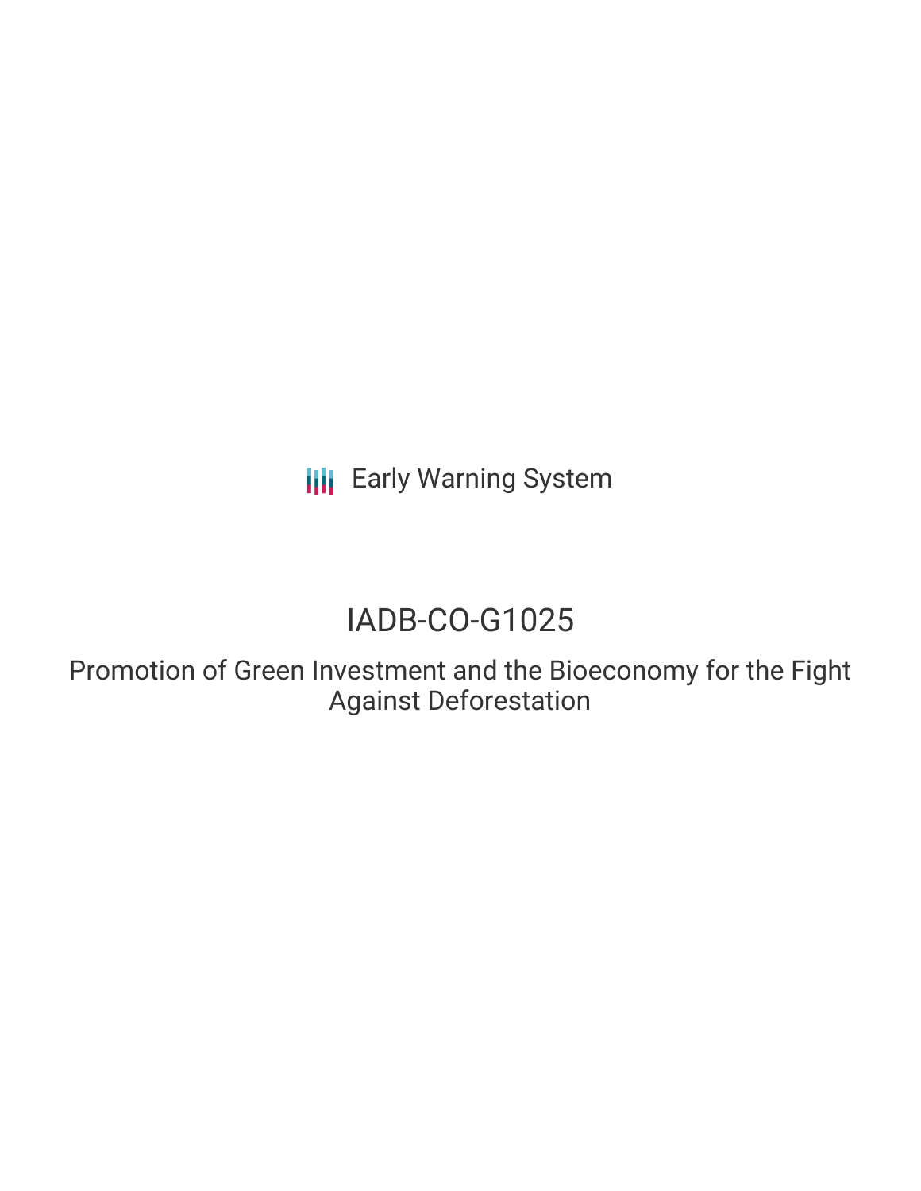Early Warning System

# IADB-CO-G1025

## Promotion of Green Investment and the Bioeconomy for the Fight Against Deforestation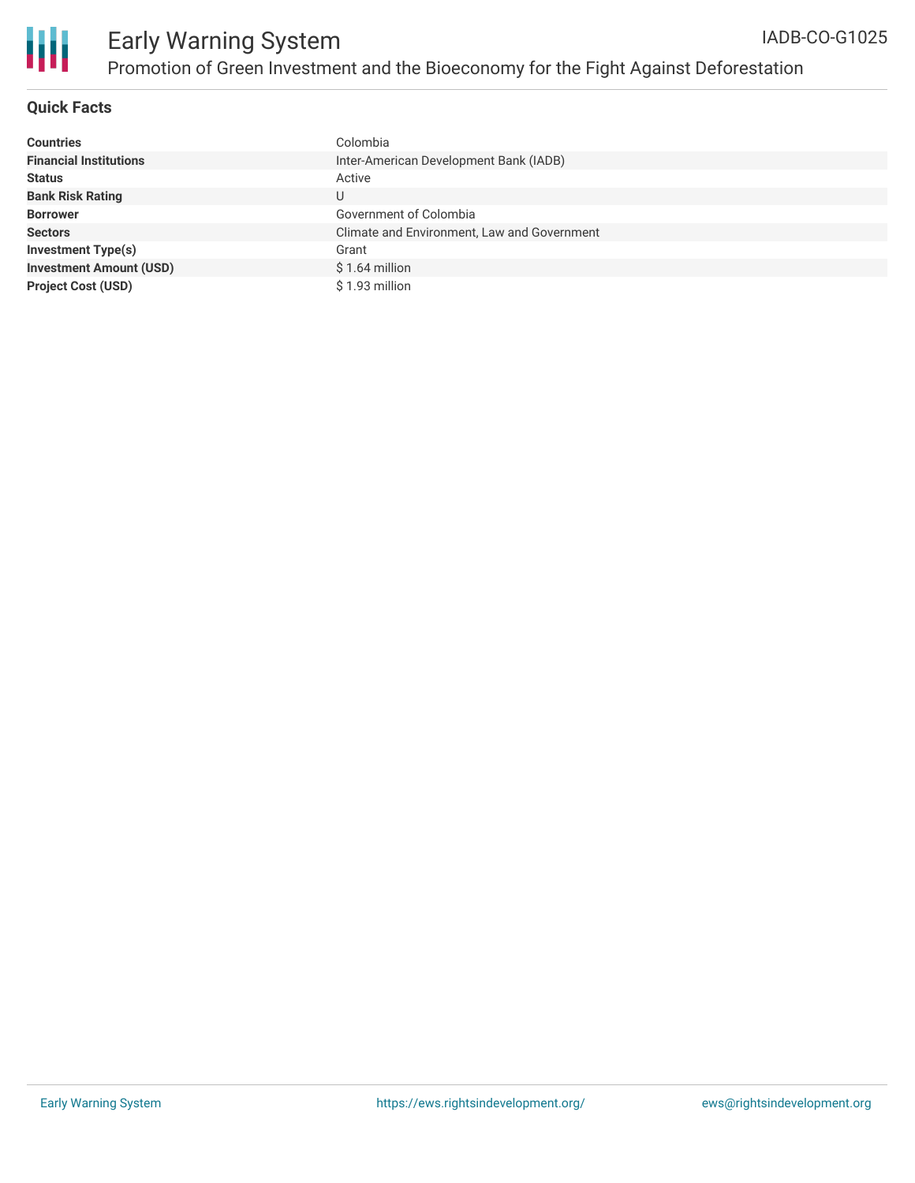# Early Warning System

## Promotion of Green Investment and the Bioeconomy for the Fight Against Deforestation

IADB-CO-G1025

### Quick Facts

| | |
|---|---|
| **Countries** | Colombia |
| **Financial Institutions** | Inter-American Development Bank (IADB) |
| **Status** | Active |
| **Bank Risk Rating** | U |
| **Borrower** | Government of Colombia |
| **Sectors** | Climate and Environment, Law and Government |
| **Investment Type(s)** | Grant |
| **Investment Amount (USD)** | $ 1.64 million |
| **Project Cost (USD)** | $ 1.93 million |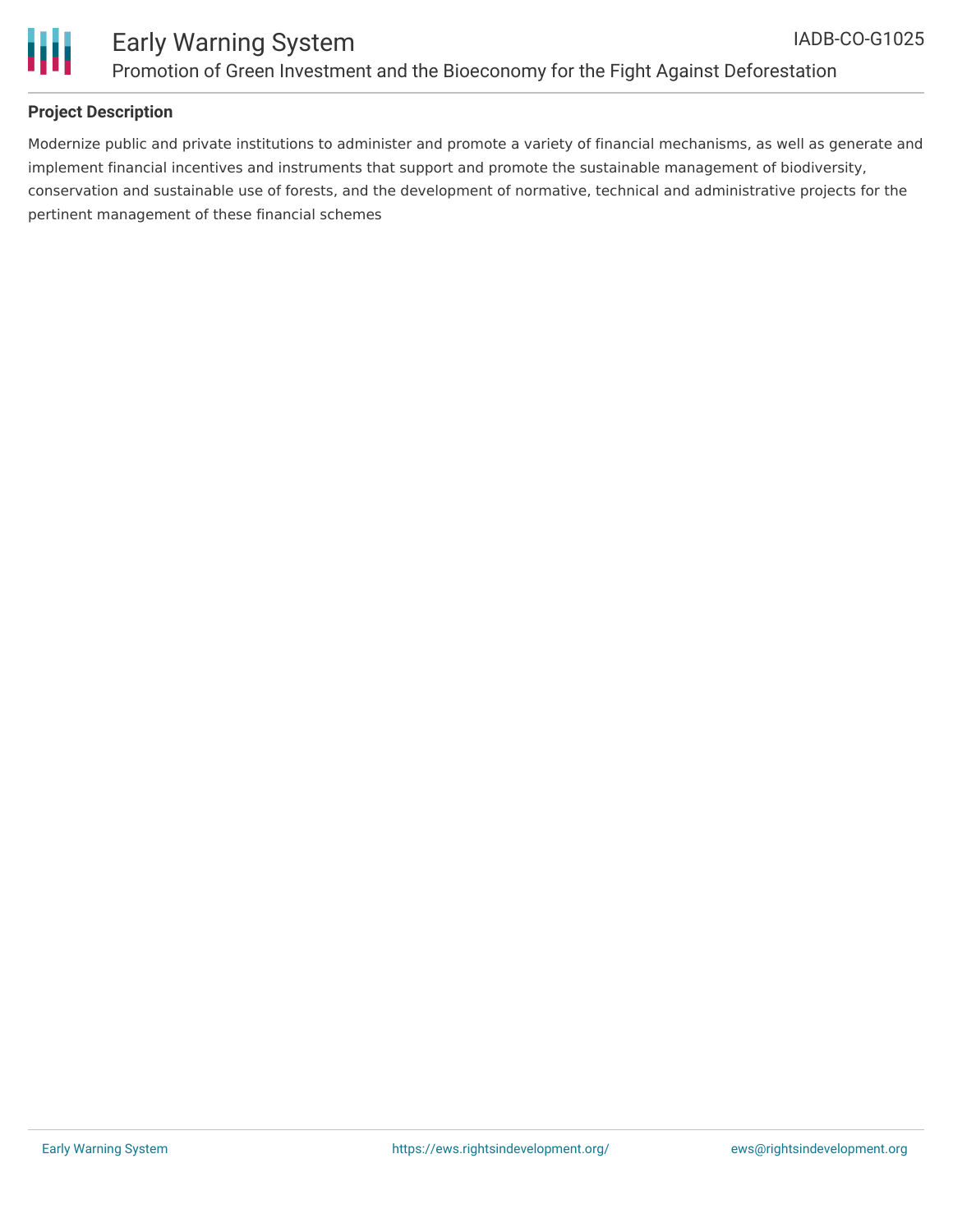### Project Description

Modernize public and private institutions to administer and promote a variety of financial mechanisms, as well as generate and implement financial incentives and instruments that support and promote the sustainable management of biodiversity, conservation and sustainable use of forests, and the development of normative, technical and administrative projects for the pertinent management of these financial schemes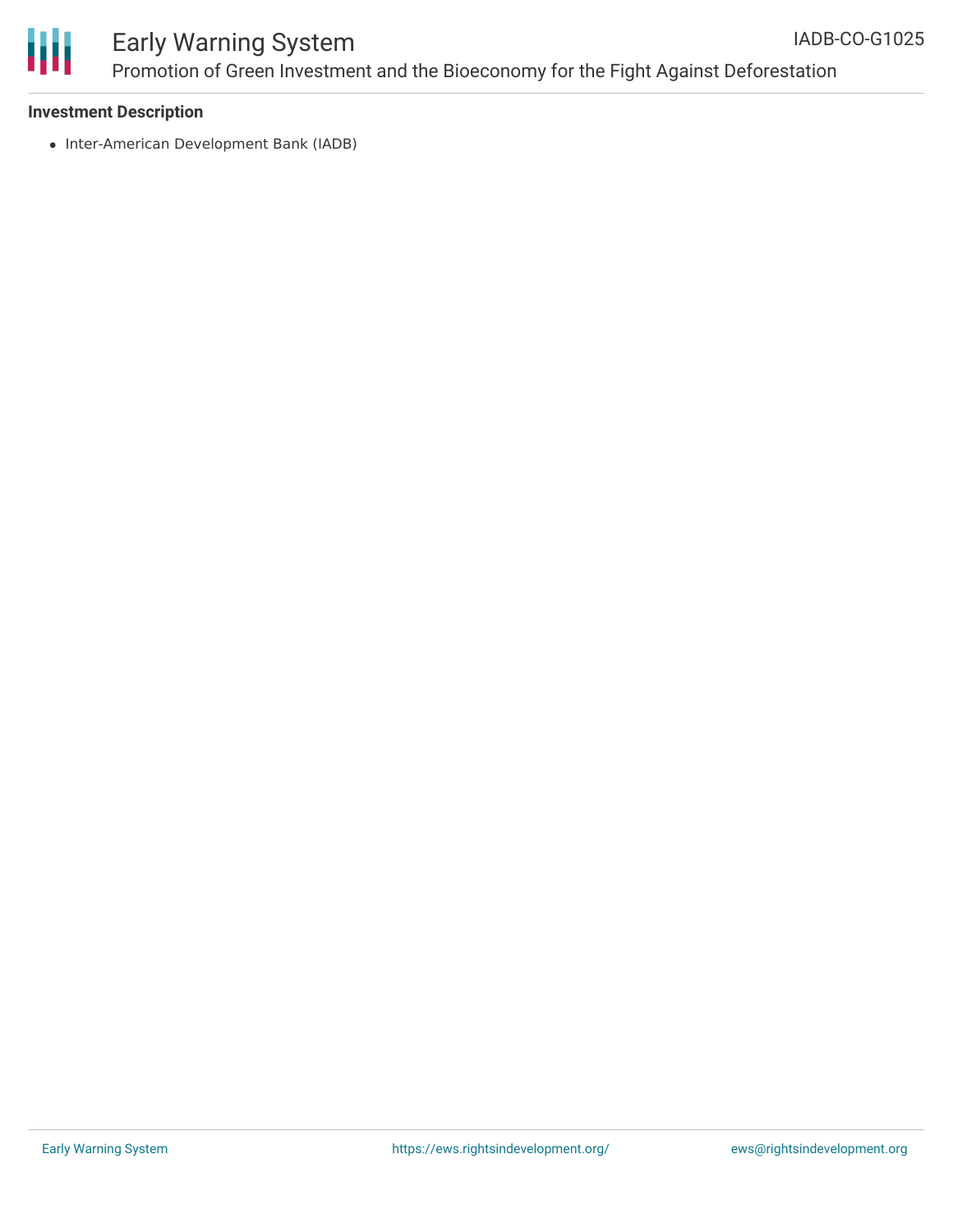**Investment Description**

- Inter-American Development Bank (IADB)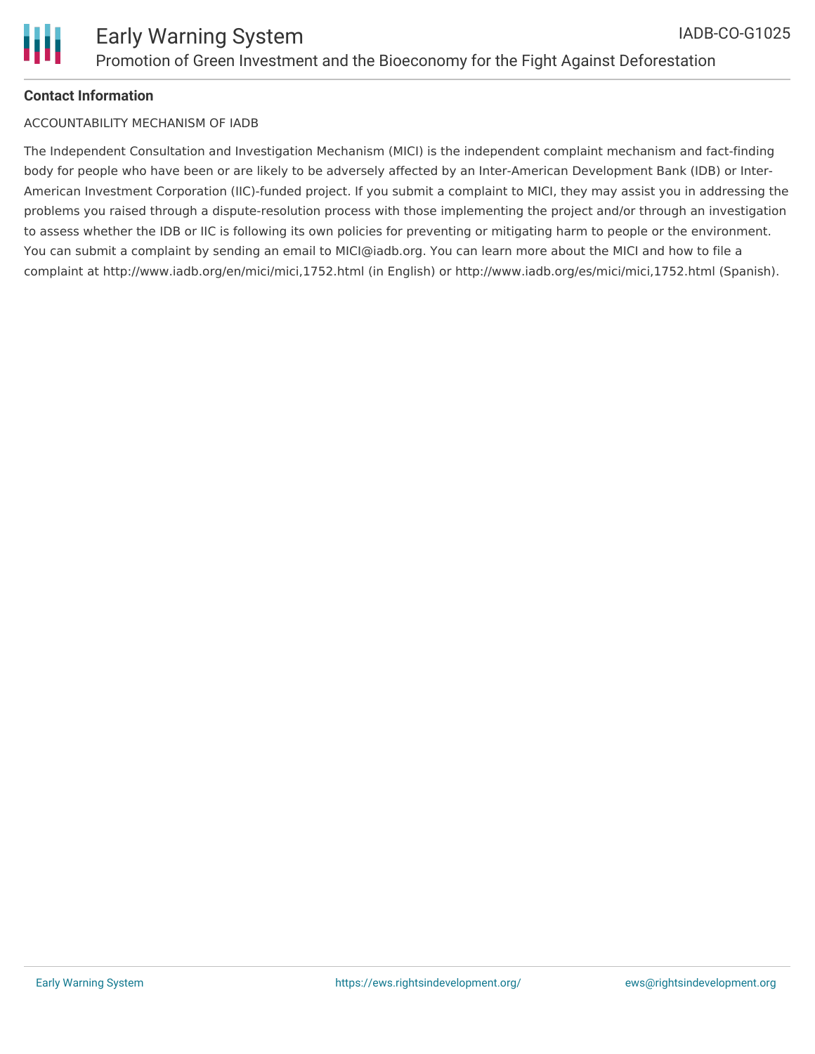## Contact Information

ACCOUNTABILITY MECHANISM OF IADB

The Independent Consultation and Investigation Mechanism (MICI) is the independent complaint mechanism and fact-finding body for people who have been or are likely to be adversely affected by an Inter-American Development Bank (IDB) or Inter-American Investment Corporation (IIC)-funded project. If you submit a complaint to MICI, they may assist you in addressing the problems you raised through a dispute-resolution process with those implementing the project and/or through an investigation to assess whether the IDB or IIC is following its own policies for preventing or mitigating harm to people or the environment. You can submit a complaint by sending an email to MICI@iadb.org. You can learn more about the MICI and how to file a complaint at http://www.iadb.org/en/mici/mici,1752.html (in English) or http://www.iadb.org/es/mici/mici,1752.html (Spanish).